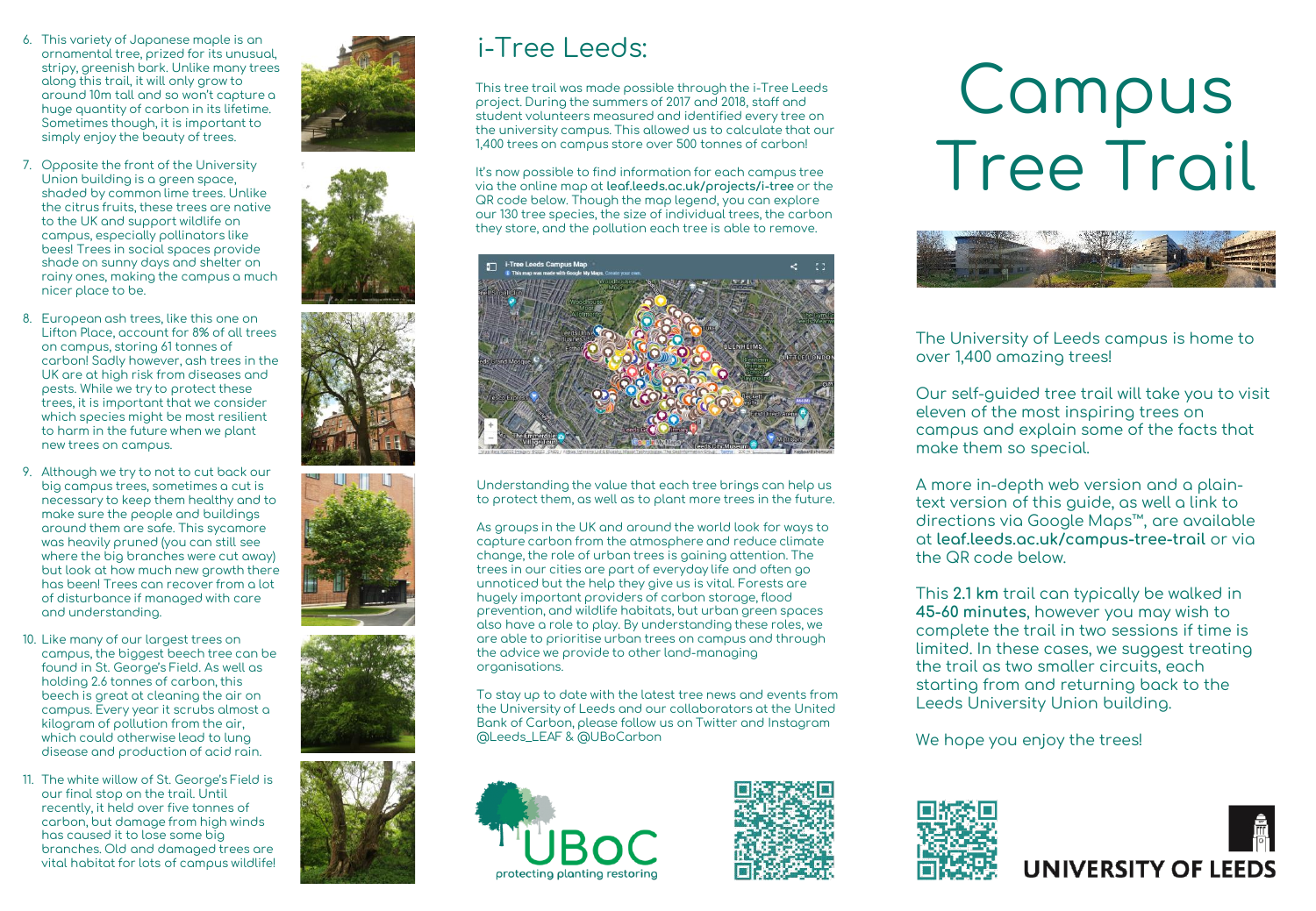6. This variety of Japanese maple is an ornamental tree, prized for its unusual, stripy, greenish bark. Unlike many trees along this trail, it will only grow to around 10m tall and so won't capture a huge quantity of carbon in its lifetime. Sometimes though, it is important to simply enjoy the beauty of trees.

7. Opposite the front of the University Union building is a green space, shaded by common lime trees. Unlike the citrus fruits, these trees are native to the UK and support wildlife on campus, especially pollinators like bees! Trees in social spaces provide shade on sunny days and shelter on rainy ones, making the campus a much nicer place to be.

8. European ash trees, like this one on Lifton Place, account for 8% of all trees on campus, storing 61 tonnes of carbon! Sadly however, ash trees in the UK are at high risk from diseases and pests. While we try to protect these trees, it is important that we consider which species might be most resilient to harm in the future when we plant new trees on campus.

9. Although we try to not to cut back our big campus trees, sometimes a cut is necessary to keep them healthy and to make sure the people and buildings around them are safe. This sycamore was heavily pruned (you can still see where the big branches were cut away) but look at how much new growth there has been! Trees can recover from a lot of disturbance if managed with care and understanding.

10. Like many of our largest trees on campus, the biggest beech tree can be found in St. George's Field. As well as holding 2.6 tonnes of carbon, this beech is great at cleaning the air on campus. Every year it scrubs almost a kilogram of pollution from the air, which could otherwise lead to lung disease and production of acid rain.

11. The white willow of St. George's Field is our final stop on the trail. Until recently, it held over five tonnes of carbon, but damage from high winds has caused it to lose some big branches. Old and damaged trees are vital habitat for lots of campus wildlife!

## i-Tree Leeds:

This tree trail was made possible through the i-Tree Leeds project. During the summers of 2017 and 2018, staff and student volunteers measured and identified every tree on the university campus. This allowed us to calculate that our 1,400 trees on campus store over 500 tonnes of carbon!

It's now possible to find information for each campus tree via the online map at **leaf.leeds.ac.uk/projects/i-tree** or the QR code below. Though the map legend, you can explore our 130 tree species, the size of individual trees, the carbon they store, and the pollution each tree is able to remove.

Understanding the value that each tree brings can help us to protect them, as well as to plant more trees in the future.

As groups in the UK and around the world look for ways to capture carbon from the atmosphere and reduce climate change, the role of urban trees is gaining attention. The trees in our cities are part of everyday life and often go unnoticed but the help they give us is vital. Forests are hugely important providers of carbon storage, flood prevention, and wildlife habitats, but urban green spaces also have a role to play. By understanding these roles, we are able to prioritise urban trees on campus and through the advice we provide to other land-managing organisations.

To stay up to date with the latest tree news and events from the University of Leeds and our collaborators at the United Bank of Carbon, please follow us on Twitter and Instagram @Leeds_LEAF & @UBoCarbon

UBoC
protecting planting restoring

# Campus Tree Trail

The University of Leeds campus is home to over 1,400 amazing trees!

Our self-guided tree trail will take you to visit eleven of the most inspiring trees on campus and explain some of the facts that make them so special.

A more in-depth web version and a plain-text version of this guide, as well a link to directions via Google Maps™, are available at **leaf.leeds.ac.uk/campus-tree-trail** or via the QR code below.

This **2.1 km** trail can typically be walked in **45-60 minutes**, however you may wish to complete the trail in two sessions if time is limited. In these cases, we suggest treating the trail as two smaller circuits, each starting from and returning back to the Leeds University Union building.

We hope you enjoy the trees!

UNIVERSITY OF LEEDS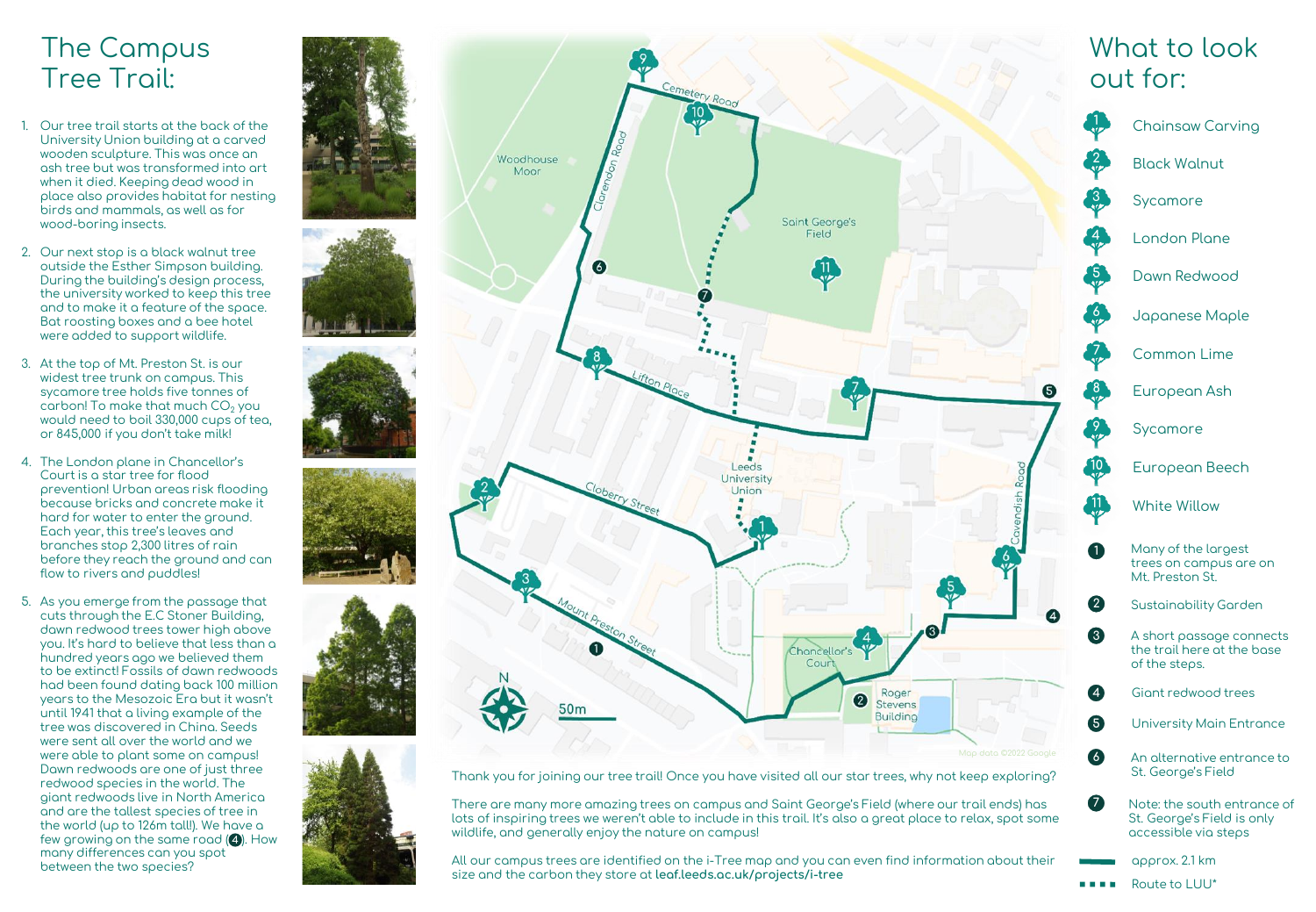# The Campus Tree Trail:

1. Our tree trail starts at the back of the University Union building at a carved wooden sculpture. This was once an ash tree but was transformed into art when it died. Keeping dead wood in place also provides habitat for nesting birds and mammals, as well as for wood-boring insects.
2. Our next stop is a black walnut tree outside the Esther Simpson building. During the building's design process, the university worked to keep this tree and to make it a feature of the space. Bat roosting boxes and a bee hotel were added to support wildlife.
3. At the top of Mt. Preston St. is our widest tree trunk on campus. This sycamore tree holds five tonnes of carbon! To make that much $CO_2$ you would need to boil 330,000 cups of tea, or 845,000 if you don't take milk!
4. The London plane in Chancellor's Court is a star tree for flood prevention! Urban areas risk flooding because bricks and concrete make it hard for water to enter the ground. Each year, this tree's leaves and branches stop 2,300 litres of rain before they reach the ground and can flow to rivers and puddles!
5. As you emerge from the passage that cuts through the E.C Stoner Building, dawn redwood trees tower high above you. It's hard to believe that less than a hundred years ago we believed them to be extinct! Fossils of dawn redwoods had been found dating back 100 million years to the Mesozoic Era but it wasn't until 1941 that a living example of the tree was discovered in China. Seeds were sent all over the world and we were able to plant some on campus! Dawn redwoods are one of just three redwood species in the world. The giant redwoods live in North America and are the tallest species of tree in the world (up to 126m tall!). We have a few growing on the same road (4). How many differences can you spot between the two species?

Woodhouse Moor

Cemetery Road

Clarendon Road

Saint George's Field

Lifton Place

Leeds University Union

Cloberry Street

Mount Preston Street

Cavendish Road

Chancellor's Court

Roger Stevens Building

N

50m

Map data ©2022 Google

Thank you for joining our tree trail! Once you have visited all our star trees, why not keep exploring?

There are many more amazing trees on campus and Saint George's Field (where our trail ends) has lots of inspiring trees we weren't able to include in this trail. It's also a great place to relax, spot some wildlife, and generally enjoy the nature on campus!

All our campus trees are identified on the i-Tree map and you can even find information about their size and the carbon they store at **leaf.leeds.ac.uk/projects/i-tree**

# What to look out for:

1. Chainsaw Carving
2. Black Walnut
3. Sycamore
4. London Plane
5. Dawn Redwood
6. Japanese Maple
7. Common Lime
8. European Ash
9. Sycamore
10. European Beech
11. White Willow

- ❶ Many of the largest trees on campus are on Mt. Preston St.
- ❷ Sustainability Garden
- ❸ A short passage connects the trail here at the base of the steps.
- ❹ Giant redwood trees
- ❺ University Main Entrance
- ❻ An alternative entrance to St. George's Field
- ❼ Note: the south entrance of St. George's Field is only accessible via steps

approx. 2.1 km

Route to LUU*